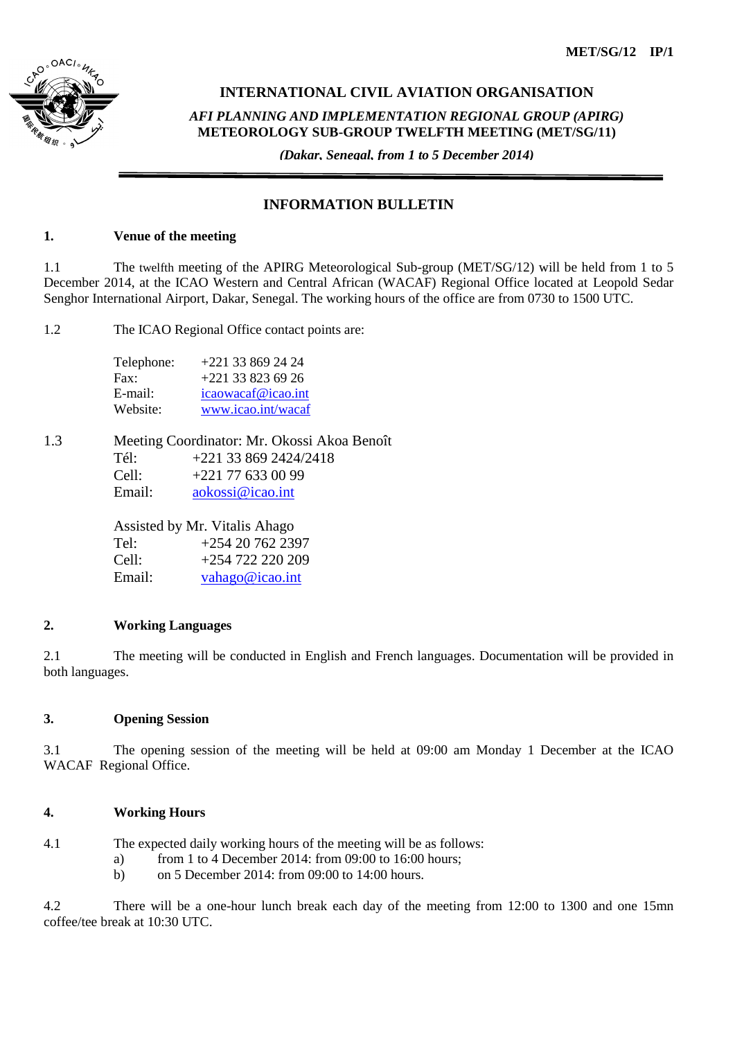MET/SG/12 IP/1

# INTERNATIONAL CIVIL AVIATION ORGANISATION

*AFI PLANNING AND IMPLEMENTATION REGIONAL GROUP (APIRG)*

**METEOROLOGY SUB-GROUP TWELFTH MEETING (MET/SG/11)**

*(Dakar, Senegal, from 1 to 5 December 2014)*

## INFORMATION BULLETIN

### 1. Venue of the meeting

1.1 The twelfth meeting of the APIRG Meteorological Sub-group (MET/SG/12) will be held from 1 to 5 December 2014, at the ICAO Western and Central African (WACAF) Regional Office located at Leopold Sedar Senghor International Airport, Dakar, Senegal. The working hours of the office are from 0730 to 1500 UTC.

1.2 The ICAO Regional Office contact points are:

Telephone: +221 33 869 24 24
Fax: +221 33 823 69 26
E-mail: icaowacaf@icao.int
Website: www.icao.int/wacaf

1.3 Meeting Coordinator: Mr. Okossi Akoa Benoît
Tél: +221 33 869 2424/2418
Cell: +221 77 633 00 99
Email: aokossi@icao.int

Assisted by Mr. Vitalis Ahago
Tel: +254 20 762 2397
Cell: +254 722 220 209
Email: vahago@icao.int

### 2. Working Languages

2.1 The meeting will be conducted in English and French languages. Documentation will be provided in both languages.

### 3. Opening Session

3.1 The opening session of the meeting will be held at 09:00 am Monday 1 December at the ICAO WACAF Regional Office.

### 4. Working Hours

4.1 The expected daily working hours of the meeting will be as follows:

a) from 1 to 4 December 2014: from 09:00 to 16:00 hours;
b) on 5 December 2014: from 09:00 to 14:00 hours.

4.2 There will be a one-hour lunch break each day of the meeting from 12:00 to 1300 and one 15mn coffee/tee break at 10:30 UTC.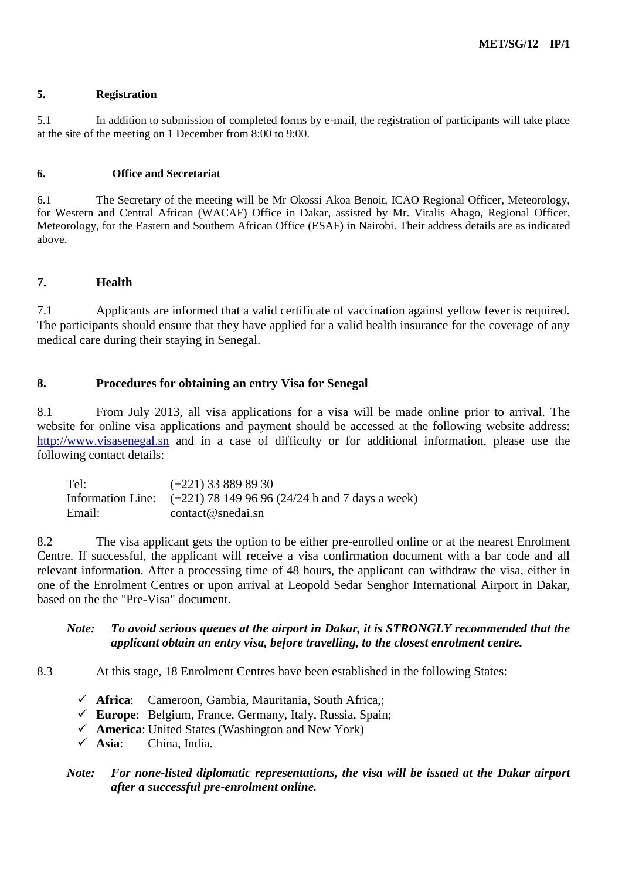## 5. Registration

5.1 In addition to submission of completed forms by e-mail, the registration of participants will take place at the site of the meeting on 1 December from 8:00 to 9:00.

## 6. Office and Secretariat

6.1 The Secretary of the meeting will be Mr Okossi Akoa Benoit, ICAO Regional Officer, Meteorology, for Western and Central African (WACAF) Office in Dakar, assisted by Mr. Vitalis Ahago, Regional Officer, Meteorology, for the Eastern and Southern African Office (ESAF) in Nairobi. Their address details are as indicated above.

## 7. Health

7.1 Applicants are informed that a valid certificate of vaccination against yellow fever is required. The participants should ensure that they have applied for a valid health insurance for the coverage of any medical care during their staying in Senegal.

## 8. Procedures for obtaining an entry Visa for Senegal

8.1 From July 2013, all visa applications for a visa will be made online prior to arrival. The website for online visa applications and payment should be accessed at the following website address: http://www.visasenegal.sn and in a case of difficulty or for additional information, please use the following contact details:

| | |
|---|---|
| Tel: | (+221) 33 889 89 30 |
| Information Line: | (+221) 78 149 96 96 (24/24 h and 7 days a week) |
| Email: | contact@snedai.sn |

8.2 The visa applicant gets the option to be either pre-enrolled online or at the nearest Enrolment Centre. If successful, the applicant will receive a visa confirmation document with a bar code and all relevant information. After a processing time of 48 hours, the applicant can withdraw the visa, either in one of the Enrolment Centres or upon arrival at Leopold Sedar Senghor International Airport in Dakar, based on the the "Pre-Visa" document.

***Note:*** ***To avoid serious queues at the airport in Dakar, it is STRONGLY recommended that the applicant obtain an entry visa, before travelling, to the closest enrolment centre.***

8.3 At this stage, 18 Enrolment Centres have been established in the following States:

- ✓ **Africa**: Cameroon, Gambia, Mauritania, South Africa,;
- ✓ **Europe**: Belgium, France, Germany, Italy, Russia, Spain;
- ✓ **America**: United States (Washington and New York)
- ✓ **Asia**: China, India.

***Note:*** ***For none-listed diplomatic representations, the visa will be issued at the Dakar airport after a successful pre-enrolment online.***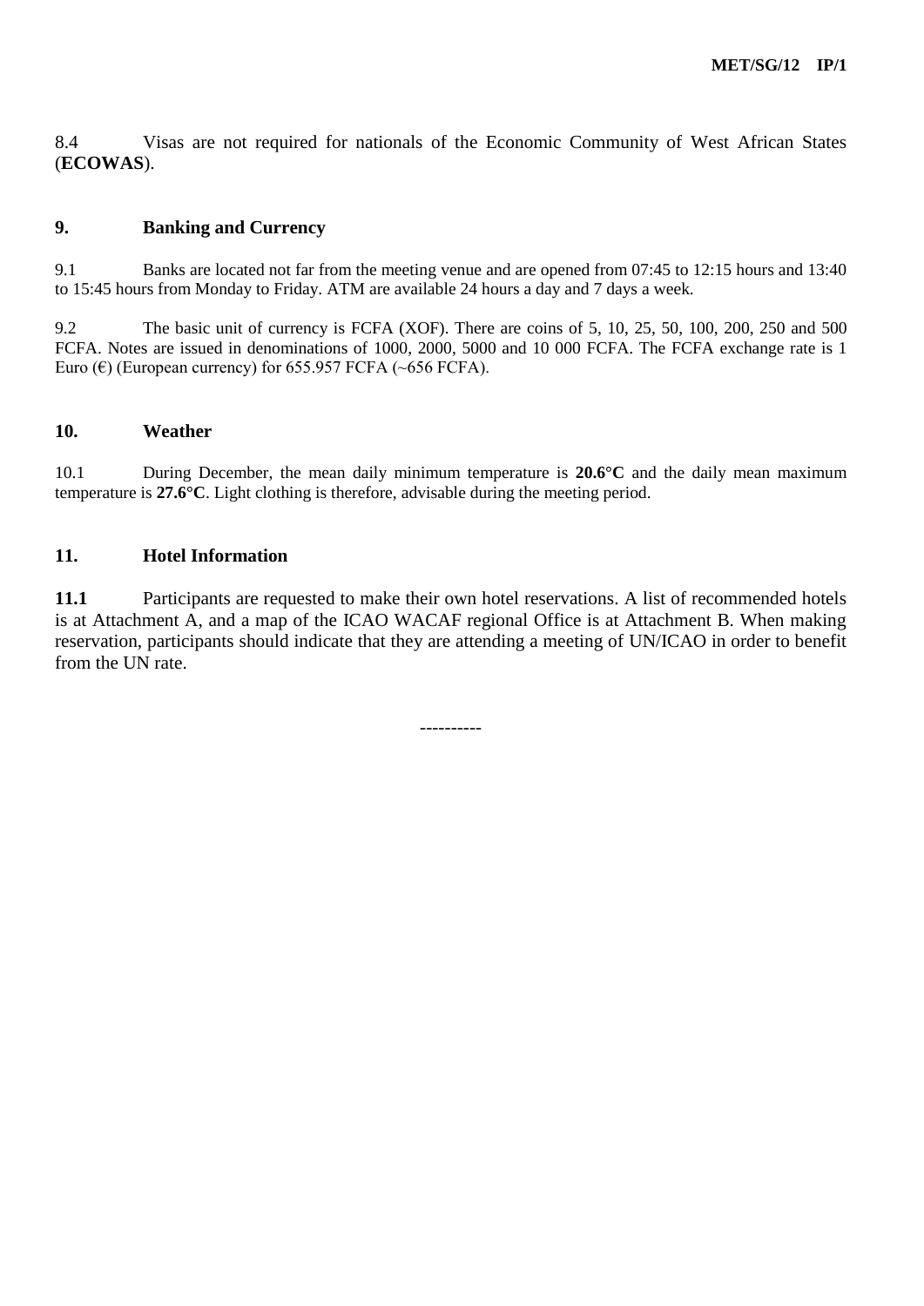8.4 Visas are not required for nationals of the Economic Community of West African States (**ECOWAS**).

## 9. Banking and Currency

9.1 Banks are located not far from the meeting venue and are opened from 07:45 to 12:15 hours and 13:40 to 15:45 hours from Monday to Friday. ATM are available 24 hours a day and 7 days a week.

9.2 The basic unit of currency is FCFA (XOF). There are coins of 5, 10, 25, 50, 100, 200, 250 and 500 FCFA. Notes are issued in denominations of 1000, 2000, 5000 and 10 000 FCFA. The FCFA exchange rate is 1 Euro (€) (European currency) for 655.957 FCFA (~656 FCFA).

## 10. Weather

10.1 During December, the mean daily minimum temperature is **20.6°C** and the daily mean maximum temperature is **27.6°C**. Light clothing is therefore, advisable during the meeting period.

## 11. Hotel Information

**11.1** Participants are requested to make their own hotel reservations. A list of recommended hotels is at Attachment A, and a map of the ICAO WACAF regional Office is at Attachment B. When making reservation, participants should indicate that they are attending a meeting of UN/ICAO in order to benefit from the UN rate.

----------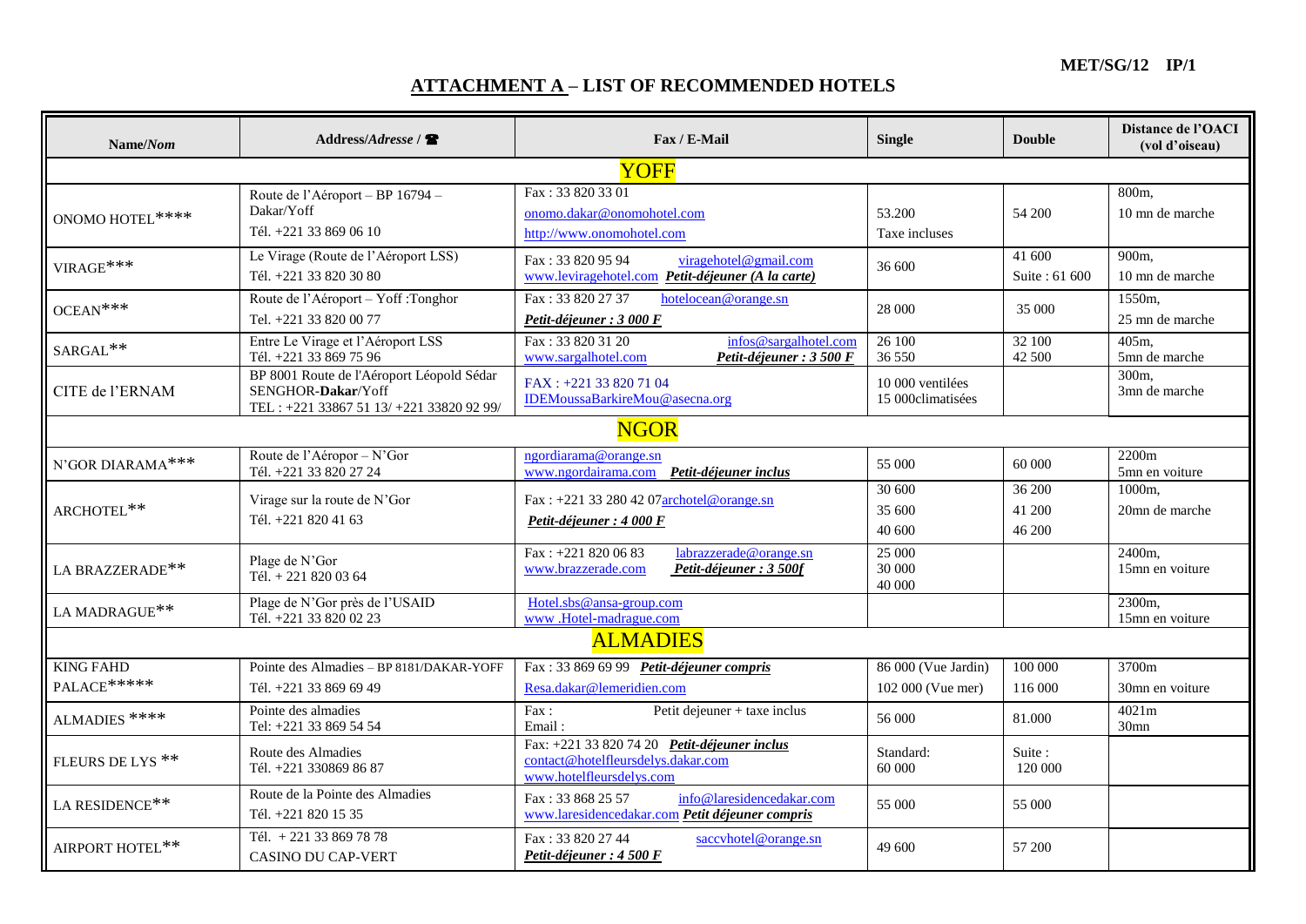**MET/SG/12 IP/1**

## ATTACHMENT A – LIST OF RECOMMENDED HOTELS

| Name/*Nom* | Address/*Adresse* / ☎ | Fax / E-Mail | Single | Double | Distance de l'OACI (vol d'oiseau) |
|---|---|---|---|---|---|
| **YOFF** | | | | | |
| ONOMO HOTEL**** | Route de l'Aéroport – BP 16794 – Dakar/Yoff Tél. +221 33 869 06 10 | Fax : 33 820 33 01 onomo.dakar@onomohotel.com http://www.onomohotel.com | 53.200 Taxe incluses | 54 200 | 800m, 10 mn de marche |
| VIRAGE*** | Le Virage (Route de l'Aéroport LSS) Tél. +221 33 820 30 80 | Fax : 33 820 95 94 viragehotel@gmail.com www.leviragehotel.com ***Petit-déjeuner (A la carte)*** | 36 600 | 41 600 Suite : 61 600 | 900m, 10 mn de marche |
| OCEAN*** | Route de l'Aéroport – Yoff :Tonghor Tel. +221 33 820 00 77 | Fax : 33 820 27 37 hotelocean@orange.sn ***Petit-déjeuner : 3 000 F*** | 28 000 | 35 000 | 1550m, 25 mn de marche |
| SARGAL** | Entre Le Virage et l'Aéroport LSS Tél. +221 33 869 75 96 | Fax : 33 820 31 20 infos@sargalhotel.com www.sargalhotel.com ***Petit-déjeuner : 3 500 F*** | 26 100 36 550 | 32 100 42 500 | 405m, 5mn de marche |
| CITE de l'ERNAM | BP 8001 Route de l'Aéroport Léopold Sédar SENGHOR-**Dakar**/Yoff TEL : +221 33867 51 13/ +221 33820 92 99/ | FAX : +221 33 820 71 04 IDEMoussaBarkireMou@asecna.org | 10 000 ventilées 15 000climatisées | | 300m, 3mn de marche |
| **NGOR** | | | | | |
| N'GOR DIARAMA*** | Route de l'Aéropor – N'Gor Tél. +221 33 820 27 24 | ngordiarama@orange.sn www.ngordairama.com ***Petit-déjeuner inclus*** | 55 000 | 60 000 | 2200m 5mn en voiture |
| ARCHOTEL** | Virage sur la route de N'Gor Tél. +221 820 41 63 | Fax : +221 33 280 42 07archotel@orange.sn ***Petit-déjeuner : 4 000 F*** | 30 600 35 600 40 600 | 36 200 41 200 46 200 | 1000m, 20mn de marche |
| LA BRAZZERADE** | Plage de N'Gor Tél. + 221 820 03 64 | Fax : +221 820 06 83 labrazzerade@orange.sn www.brazzerade.com ***Petit-déjeuner : 3 500f*** | 25 000 30 000 40 000 | | 2400m, 15mn en voiture |
| LA MADRAGUE** | Plage de N'Gor près de l'USAID Tél. +221 33 820 02 23 | Hotel.sbs@ansa-group.com www .Hotel-madrague.com | | | 2300m, 15mn en voiture |
| **ALMADIES** | | | | | |
| KING FAHD PALACE***** | Pointe des Almadies – BP 8181/DAKAR-YOFF Tél. +221 33 869 69 49 | Fax : 33 869 69 99 ***Petit-déjeuner compris*** Resa.dakar@lemeridien.com | 86 000 (Vue Jardin) 102 000 (Vue mer) | 100 000 116 000 | 3700m 30mn en voiture |
| ALMADIES **** | Pointe des almadies Tel: +221 33 869 54 54 | Fax : Petit dejeuner + taxe inclus Email : | 56 000 | 81.000 | 4021m 30mn |
| FLEURS DE LYS ** | Route des Almadies Tél. +221 330869 86 87 | Fax: +221 33 820 74 20 ***Petit-déjeuner inclus*** contact@hotelfleursdelys.dakar.com www.hotelfleursdelys.com | Standard: 60 000 | Suite : 120 000 | |
| LA RESIDENCE** | Route de la Pointe des Almadies Tél. +221 820 15 35 | Fax : 33 868 25 57 info@laresidencedakar.com www.laresidencedakar.com ***Petit déjeuner compris*** | 55 000 | 55 000 | |
| AIRPORT HOTEL** | Tél. + 221 33 869 78 78 CASINO DU CAP-VERT | Fax : 33 820 27 44 saccvhotel@orange.sn ***Petit-déjeuner : 4 500 F*** | 49 600 | 57 200 | |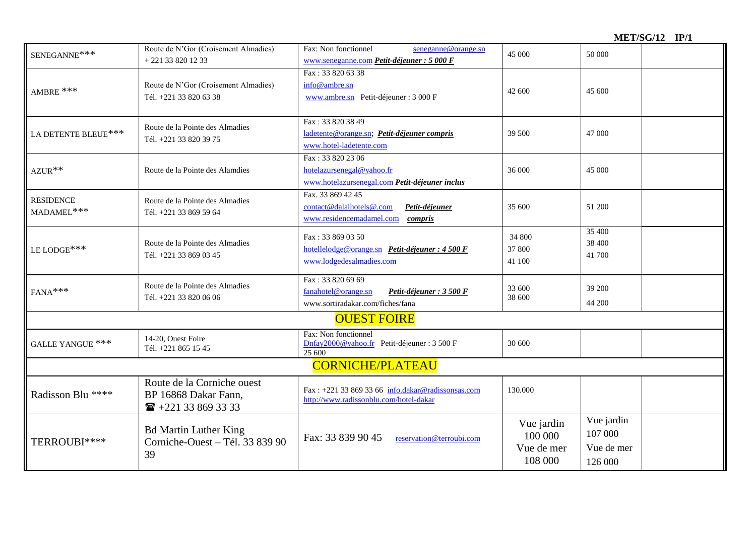| | | | | | |
|---|---|---|---|---|---|
| SENEGANNE*** | Route de N'Gor (Croisement Almadies)<br>+ 221 33 820 12 33 | Fax: Non fonctionnel seneganne@orange.sn<br>www.seneganne.com ***Petit-déjeuner : 5 000 F*** | 45 000 | 50 000 | |
| AMBRE *** | Route de N'Gor (Croisement Almadies)<br>Tél. +221 33 820 63 38 | Fax : 33 820 63 38<br>info@ambre.sn<br>www.ambre.sn Petit-déjeuner : 3 000 F | 42 600 | 45 600 | |
| LA DETENTE BLEUE*** | Route de la Pointe des Almadies<br>Tél. +221 33 820 39 75 | Fax : 33 820 38 49<br>ladetente@orange.sn; ***Petit-déjeuner compris***<br>www.hotel-ladetente.com | 39 500 | 47 000 | |
| AZUR** | Route de la Pointe des Alamdies | Fax : 33 820 23 06<br>hotelazursenegal@yahoo.fr<br>www.hotelazursenegal.com ***Petit-déjeuner inclus*** | 36 000 | 45 000 | |
| RESIDENCE MADAMEL*** | Route de la Pointe des Almadies<br>Tél. +221 33 869 59 64 | Fax. 33 869 42 45<br>contact@dalalhotels@.com ***Petit-déjeuner***<br>www.residencemadamel.com ***compris*** | 35 600 | 51 200 | |
| LE LODGE*** | Route de la Pointe des Almadies<br>Tél. +221 33 869 03 45 | Fax : 33 869 03 50<br>hotellelodge@orange.sn ***Petit-déjeuner : 4 500 F***<br>www.lodgedesalmadies.com | 34 800<br>37 800<br>41 100 | 35 400<br>38 400<br>41 700 | |
| FANA*** | Route de la Pointe des Almadies<br>Tél. +221 33 820 06 06 | Fax : 33 820 69 69<br>fanahotel@orange.sn ***Petit-déjeuner : 3 500 F***<br>www.sortiradakar.com/fiches/fana | 33 600<br>38 600 | 39 200<br>44 200 | |
| **OUEST FOIRE** | | | | | |
| GALLE YANGUE *** | 14-20, Ouest Foire<br>Tél. +221 865 15 45 | Fax: Non fonctionnel<br>Dnfay2000@yahoo.fr Petit-déjeuner : 3 500 F<br>25 600 | 30 600 | | |
| **CORNICHE/PLATEAU** | | | | | |
| Radisson Blu **** | Route de la Corniche ouest<br>BP 16868 Dakar Fann,<br>☎ +221 33 869 33 33 | Fax : +221 33 869 33 66 info.dakar@radissonsas.com<br>http://www.radissonblu.com/hotel-dakar | 130.000 | | |
| TERROUBI**** | Bd Martin Luther King<br>Corniche-Ouest – Tél. 33 839 90 39 | Fax: 33 839 90 45 reservation@terroubi.com | Vue jardin<br>100 000<br>Vue de mer<br>108 000 | Vue jardin<br>107 000<br>Vue de mer<br>126 000 | |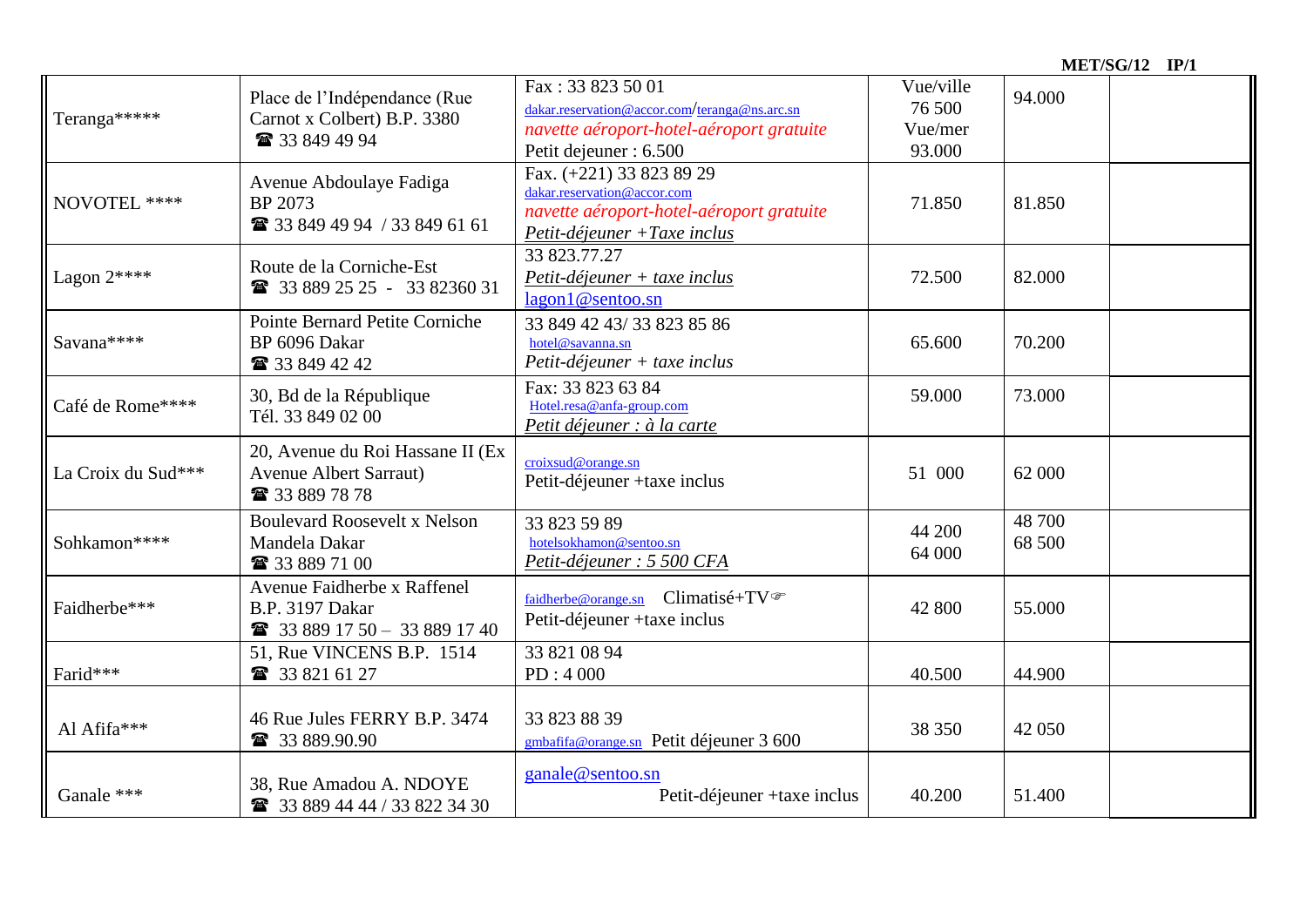MET/SG/12 IP/1

| | | | | | |
|---|---|---|---|---|---|
| Teranga***** | Place de l'Indépendance (Rue Carnot x Colbert) B.P. 3380<br>☎ 33 849 49 94 | Fax : 33 823 50 01<br>dakar.reservation@accor.com/teranga@ns.arc.sn<br>*navette aéroport-hotel-aéroport gratuite*<br>Petit dejeuner : 6.500 | Vue/ville<br>76 500<br>Vue/mer<br>93.000 | 94.000 | |
| NOVOTEL **** | Avenue Abdoulaye Fadiga<br>BP 2073<br>☎ 33 849 49 94 / 33 849 61 61 | Fax. (+221) 33 823 89 29<br>dakar.reservation@accor.com<br>*navette aéroport-hotel-aéroport gratuite*<br>*Petit-déjeuner +Taxe inclus* | 71.850 | 81.850 | |
| Lagon 2**** | Route de la Corniche-Est<br>☎ 33 889 25 25 - 33 82360 31 | 33 823.77.27<br>*Petit-déjeuner + taxe inclus*<br>lagon1@sentoo.sn | 72.500 | 82.000 | |
| Savana**** | Pointe Bernard Petite Corniche<br>BP 6096 Dakar<br>☎ 33 849 42 42 | 33 849 42 43/ 33 823 85 86<br>hotel@savanna.sn<br>*Petit-déjeuner + taxe inclus* | 65.600 | 70.200 | |
| Café de Rome**** | 30, Bd de la République<br>Tél. 33 849 02 00 | Fax: 33 823 63 84<br>Hotel.resa@anfa-group.com<br>*Petit déjeuner : à la carte* | 59.000 | 73.000 | |
| La Croix du Sud*** | 20, Avenue du Roi Hassane II (Ex Avenue Albert Sarraut)<br>☎ 33 889 78 78 | croixsud@orange.sn<br>Petit-déjeuner +taxe inclus | 51 000 | 62 000 | |
| Sohkamon**** | Boulevard Roosevelt x Nelson Mandela Dakar<br>☎ 33 889 71 00 | 33 823 59 89<br>hotelsokhamon@sentoo.sn<br>*Petit-déjeuner : 5 500 CFA* | 44 200<br>64 000 | 48 700<br>68 500 | |
| Faidherbe*** | Avenue Faidherbe x Raffenel<br>B.P. 3197 Dakar<br>☎ 33 889 17 50 – 33 889 17 40 | faidherbe@orange.sn Climatisé+TV☞<br>Petit-déjeuner +taxe inclus | 42 800 | 55.000 | |
| Farid*** | 51, Rue VINCENS B.P. 1514<br>☎ 33 821 61 27 | 33 821 08 94<br>PD : 4 000 | 40.500 | 44.900 | |
| Al Afifa*** | 46 Rue Jules FERRY B.P. 3474<br>☎ 33 889.90.90 | 33 823 88 39<br>gmbafifa@orange.sn Petit déjeuner 3 600 | 38 350 | 42 050 | |
| Ganale *** | 38, Rue Amadou A. NDOYE<br>☎ 33 889 44 44 / 33 822 34 30 | ganale@sentoo.sn<br>Petit-déjeuner +taxe inclus | 40.200 | 51.400 | |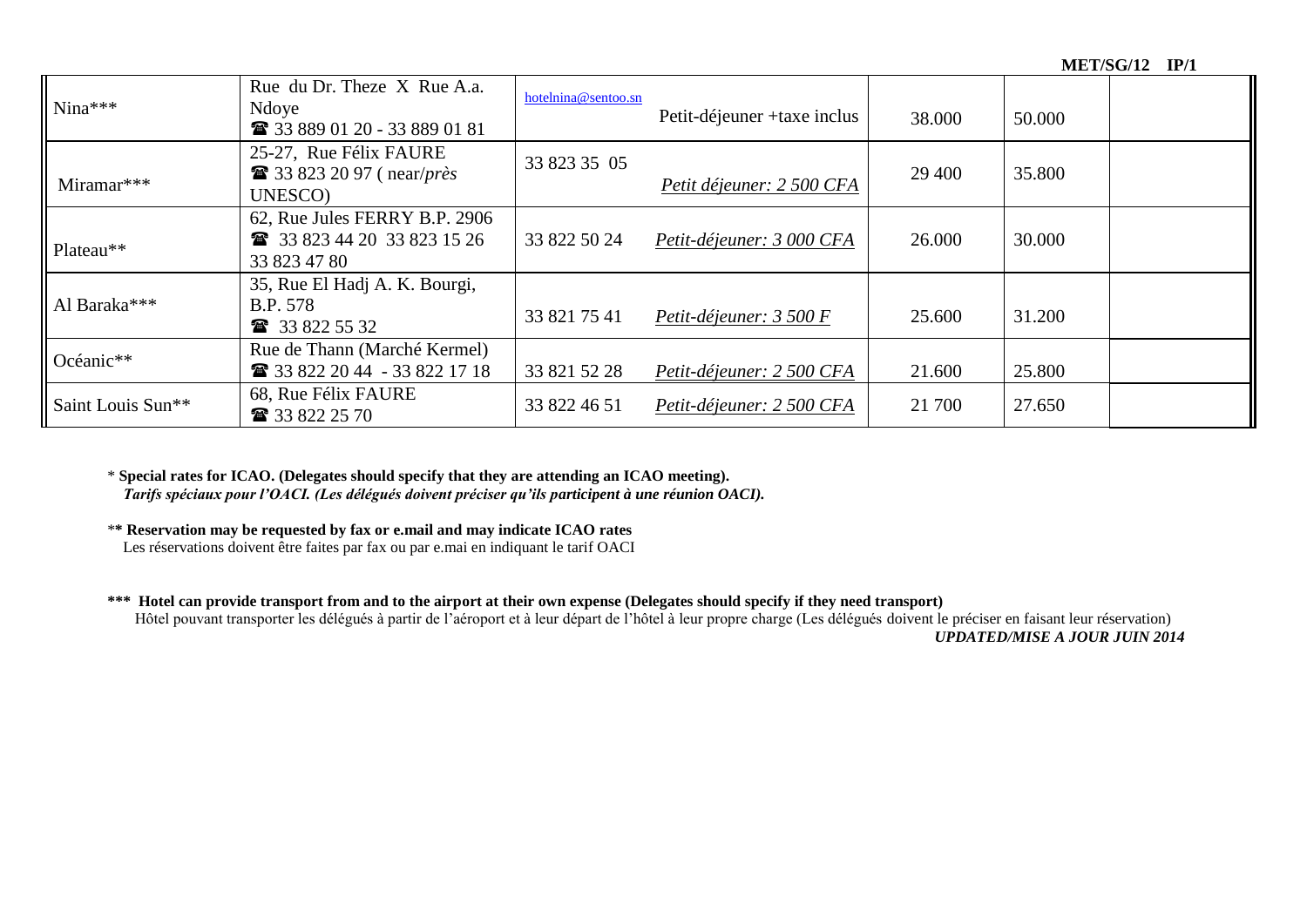| | | | | | | |
|---|---|---|---|---|---|---|
| Nina*** | Rue du Dr. Theze X Rue A.a. Ndoye ☎ 33 889 01 20 - 33 889 01 81 | hotelnina@sentoo.sn | Petit-déjeuner +taxe inclus | 38.000 | 50.000 | |
| Miramar*** | 25-27, Rue Félix FAURE ☎ 33 823 20 97 ( near/*près* UNESCO) | 33 823 35 05 | *Petit déjeuner: 2 500 CFA* | 29 400 | 35.800 | |
| Plateau** | 62, Rue Jules FERRY B.P. 2906 ☎ 33 823 44 20 33 823 15 26 33 823 47 80 | 33 822 50 24 | *Petit-déjeuner: 3 000 CFA* | 26.000 | 30.000 | |
| Al Baraka*** | 35, Rue El Hadj A. K. Bourgi, B.P. 578 ☎ 33 822 55 32 | 33 821 75 41 | *Petit-déjeuner: 3 500 F* | 25.600 | 31.200 | |
| Océanic** | Rue de Thann (Marché Kermel) ☎ 33 822 20 44 - 33 822 17 18 | 33 821 52 28 | *Petit-déjeuner: 2 500 CFA* | 21.600 | 25.800 | |
| Saint Louis Sun** | 68, Rue Félix FAURE ☎ 33 822 25 70 | 33 822 46 51 | *Petit-déjeuner: 2 500 CFA* | 21 700 | 27.650 | |

\* **Special rates for ICAO. (Delegates should specify that they are attending an ICAO meeting).**
***Tarifs spéciaux pour l'OACI. (Les délégués doivent préciser qu'ils participent à une réunion OACI).***

\*\* **Reservation may be requested by fax or e.mail and may indicate ICAO rates**
Les réservations doivent être faites par fax ou par e.mai en indiquant le tarif OACI

\*\*\* **Hotel can provide transport from and to the airport at their own expense (Delegates should specify if they need transport)**
Hôtel pouvant transporter les délégués à partir de l'aéroport et à leur départ de l'hôtel à leur propre charge (Les délégués doivent le préciser en faisant leur réservation)

***UPDATED/MISE A JOUR JUIN 2014***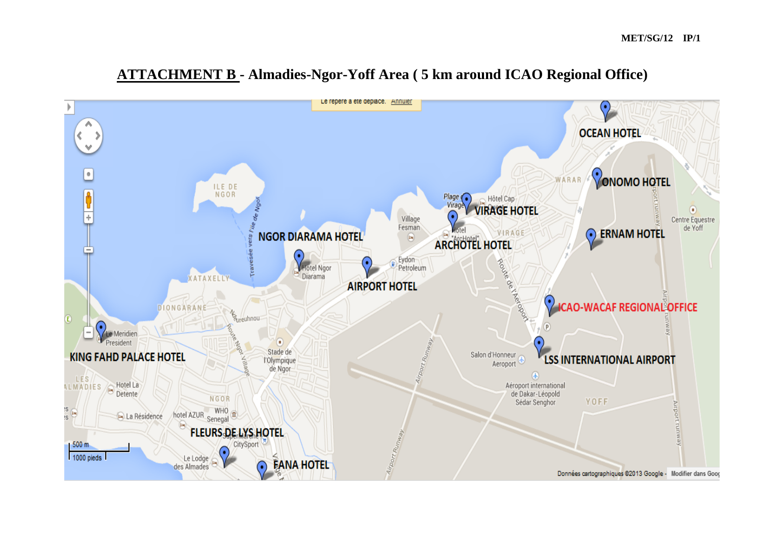## ATTACHMENT B - Almadies-Ngor-Yoff Area ( 5 km around ICAO Regional Office)

OCEAN HOTEL

ONOMO HOTEL

VIRAGE HOTEL

ERNAM HOTEL

NGOR DIARAMA HOTEL

ARCHOTEL HOTEL

AIRPORT HOTEL

ICAO-WACAF REGIONAL OFFICE

KING FAHD PALACE HOTEL

LSS INTERNATIONAL AIRPORT

FLEURS DE LYS HOTEL

FANA HOTEL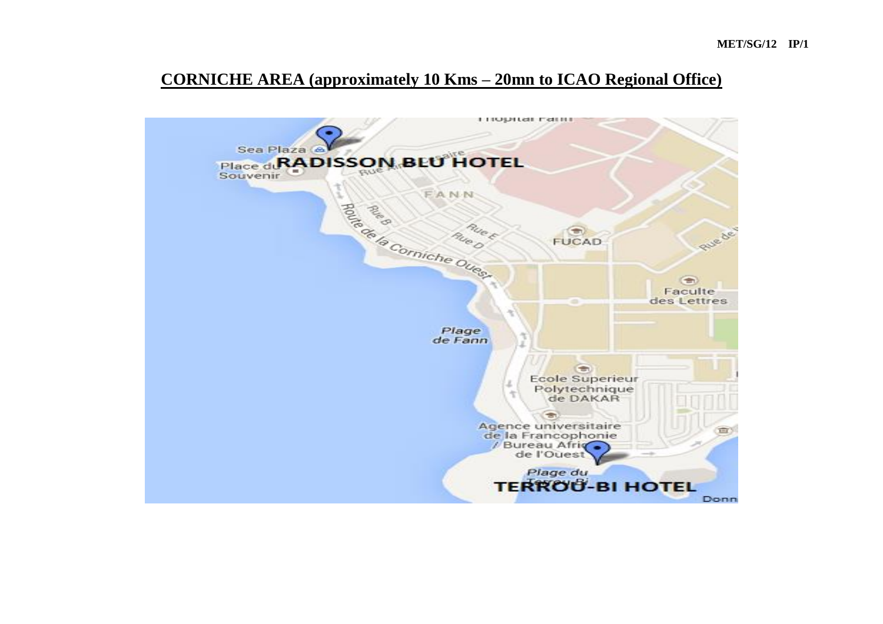## CORNICHE AREA (approximately 10 Kms – 20mn to ICAO Regional Office)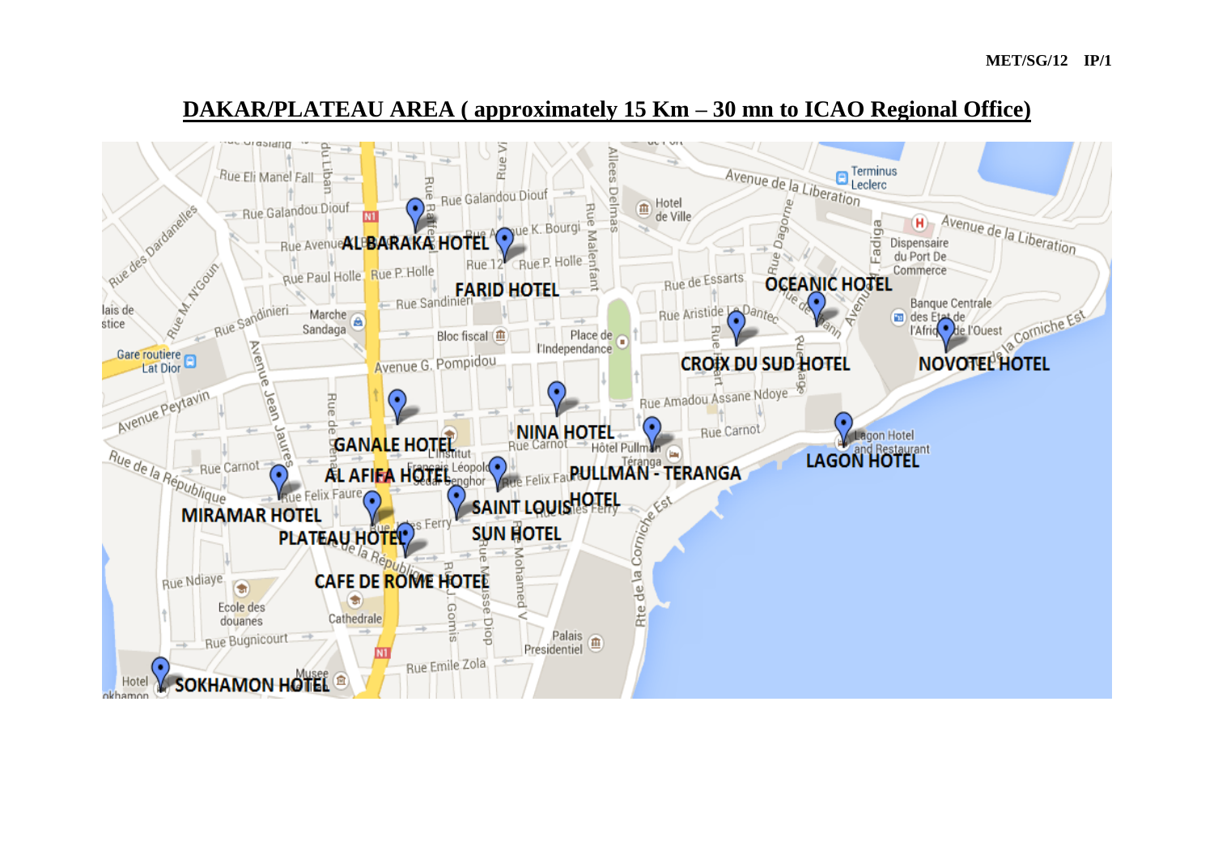MET/SG/12 IP/1

# DAKAR/PLATEAU AREA ( approximately 15 Km – 30 mn to ICAO Regional Office)

AL BARAKA HOTEL

FARID HOTEL

OCEANIC HOTEL

CROIX DU SUD HOTEL

NOVOTEL HOTEL

GANALE HOTEL

NINA HOTEL

AL AFIFA HOTEL

PULLMAN - TERANGA

LAGON HOTEL

MIRAMAR HOTEL

SAINT LOUIS HOTEL

PLATEAU HOTEL

SUN HOTEL

CAFE DE ROME HOTEL

SOKHAMON HOTEL